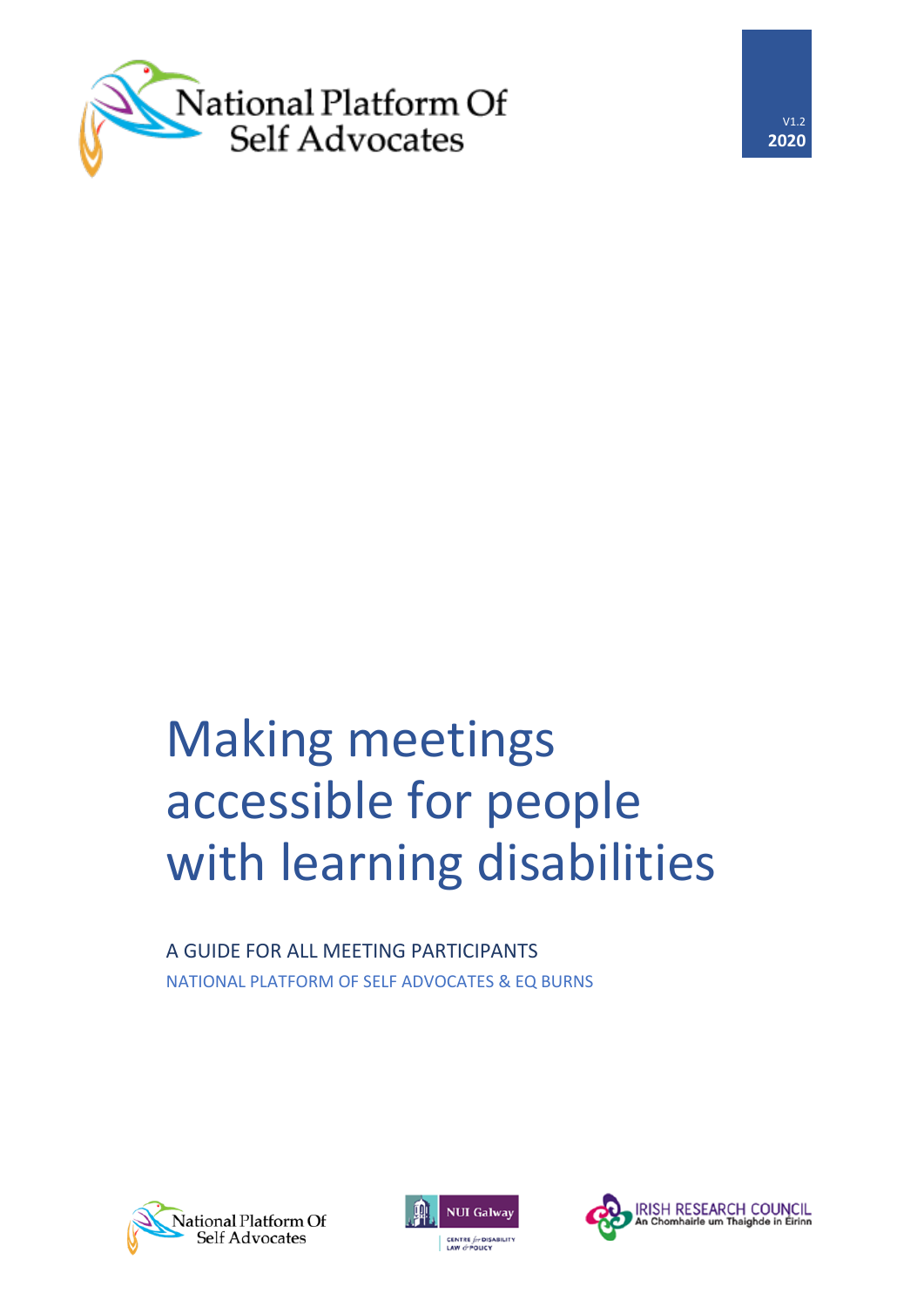National Platform Of Self Advocates

V1.2
**2020**

# Making meetings accessible for people with learning disabilities

A GUIDE FOR ALL MEETING PARTICIPANTS

NATIONAL PLATFORM OF SELF ADVOCATES & EQ BURNS

National Platform Of Self Advocates

NUI Galway
CENTRE for DISABILITY LAW & POLICY

IRISH RESEARCH COUNCIL
An Chomhairle um Thaighde in Éirinn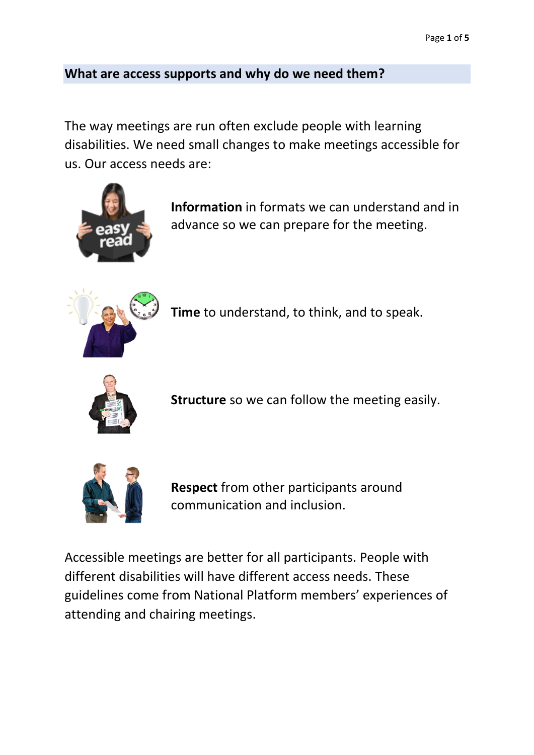## What are access supports and why do we need them?

The way meetings are run often exclude people with learning disabilities. We need small changes to make meetings accessible for us. Our access needs are:

**Information** in formats we can understand and in advance so we can prepare for the meeting.

**Time** to understand, to think, and to speak.

**Structure** so we can follow the meeting easily.

**Respect** from other participants around communication and inclusion.

Accessible meetings are better for all participants. People with different disabilities will have different access needs. These guidelines come from National Platform members' experiences of attending and chairing meetings.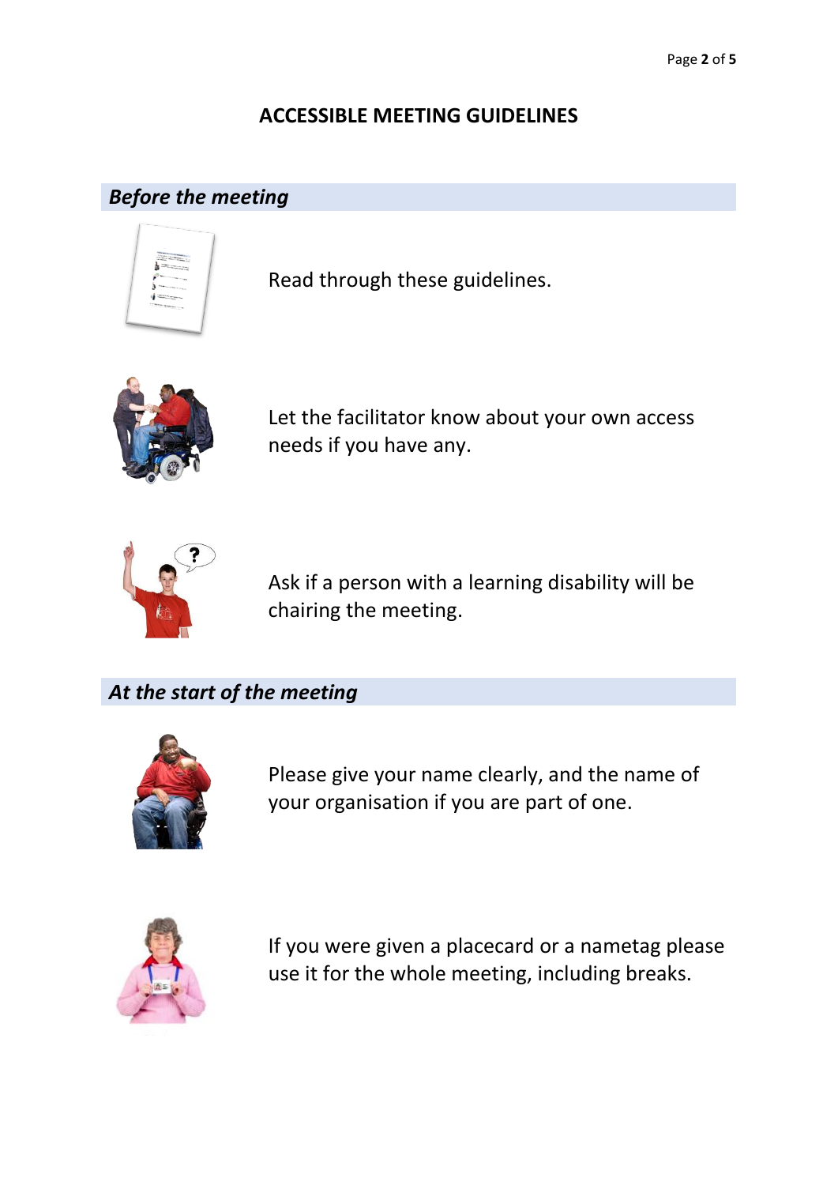# ACCESSIBLE MEETING GUIDELINES

## *Before the meeting*

Read through these guidelines.

Let the facilitator know about your own access needs if you have any.

Ask if a person with a learning disability will be chairing the meeting.

## *At the start of the meeting*

Please give your name clearly, and the name of your organisation if you are part of one.

If you were given a placecard or a nametag please use it for the whole meeting, including breaks.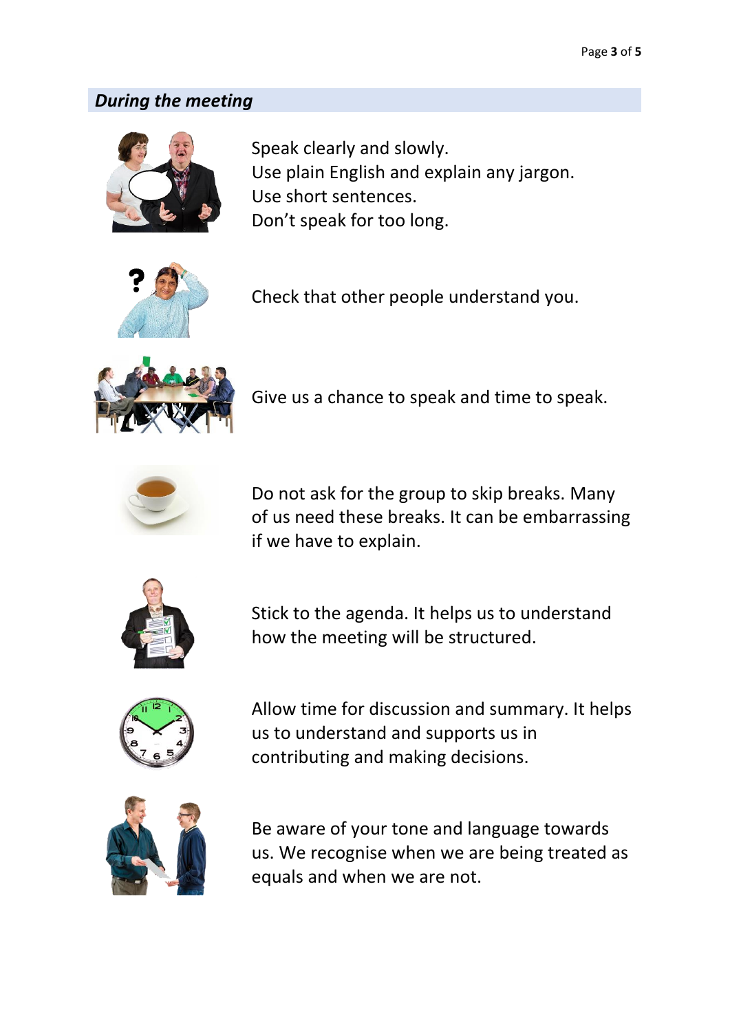## *During the meeting*

Speak clearly and slowly.
Use plain English and explain any jargon.
Use short sentences.
Don't speak for too long.

Check that other people understand you.

Give us a chance to speak and time to speak.

Do not ask for the group to skip breaks. Many of us need these breaks. It can be embarrassing if we have to explain.

Stick to the agenda. It helps us to understand how the meeting will be structured.

Allow time for discussion and summary. It helps us to understand and supports us in contributing and making decisions.

Be aware of your tone and language towards us. We recognise when we are being treated as equals and when we are not.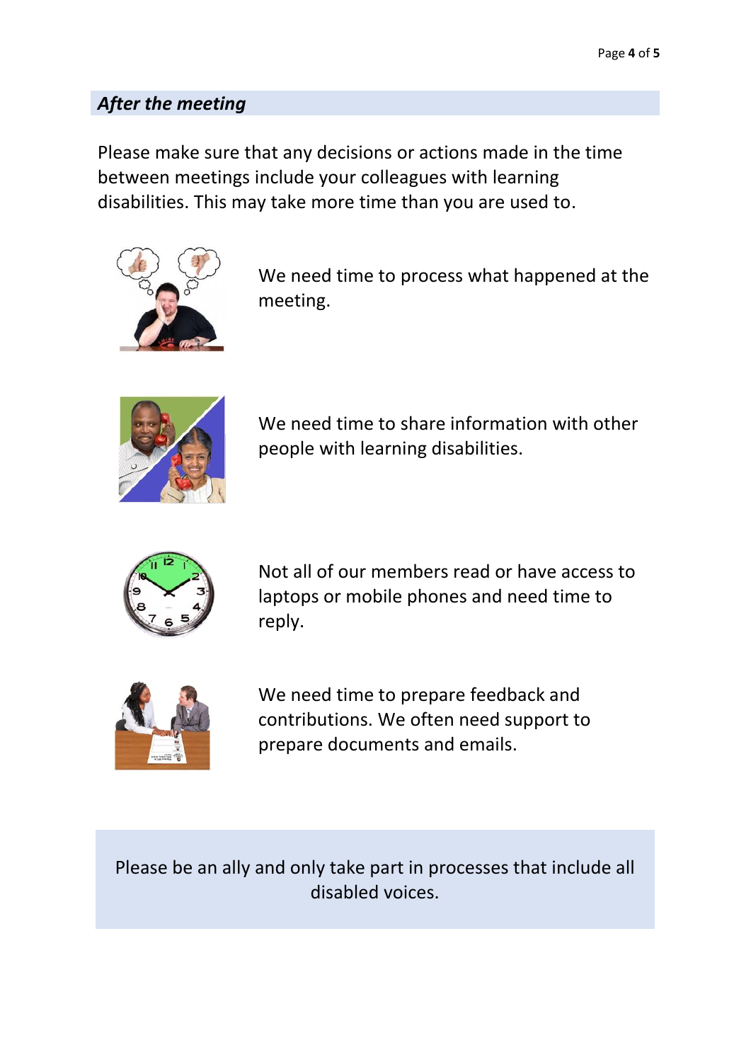## *After the meeting*

Please make sure that any decisions or actions made in the time between meetings include your colleagues with learning disabilities. This may take more time than you are used to.

We need time to process what happened at the meeting.

We need time to share information with other people with learning disabilities.

Not all of our members read or have access to laptops or mobile phones and need time to reply.

We need time to prepare feedback and contributions. We often need support to prepare documents and emails.

Please be an ally and only take part in processes that include all disabled voices.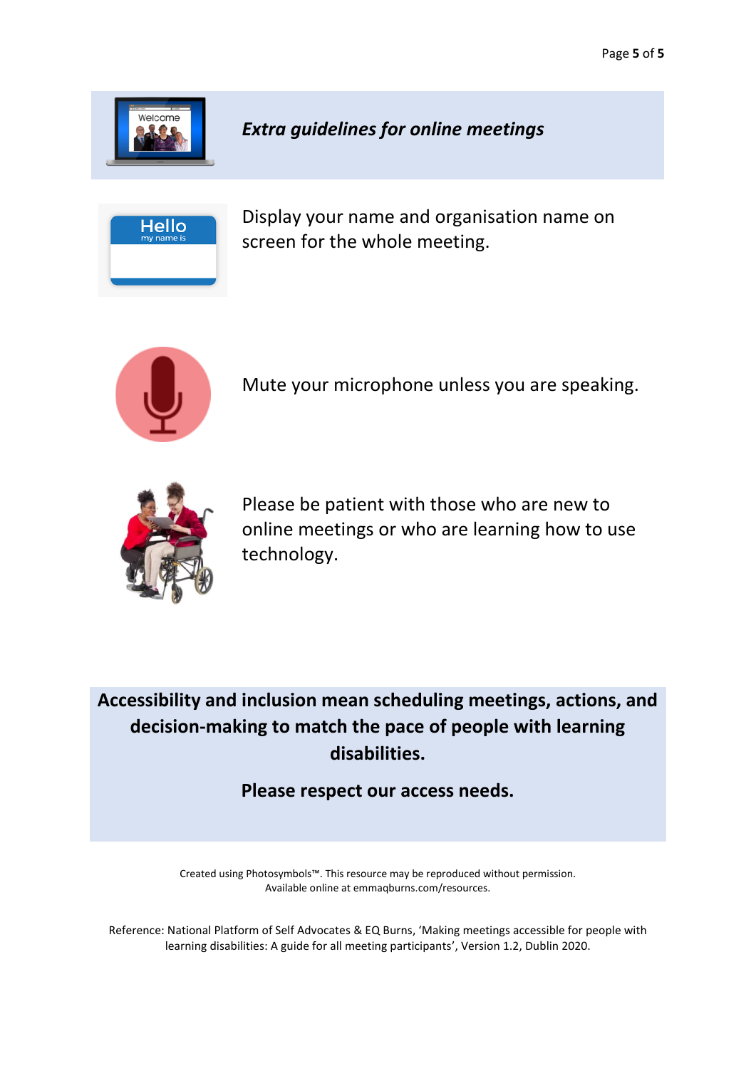***Extra guidelines for online meetings***

Display your name and organisation name on screen for the whole meeting.

Mute your microphone unless you are speaking.

Please be patient with those who are new to online meetings or who are learning how to use technology.

**Accessibility and inclusion mean scheduling meetings, actions, and decision-making to match the pace of people with learning disabilities.**

**Please respect our access needs.**

Created using Photosymbols™. This resource may be reproduced without permission.
Available online at emmaqburns.com/resources.

Reference: National Platform of Self Advocates & EQ Burns, 'Making meetings accessible for people with learning disabilities: A guide for all meeting participants', Version 1.2, Dublin 2020.